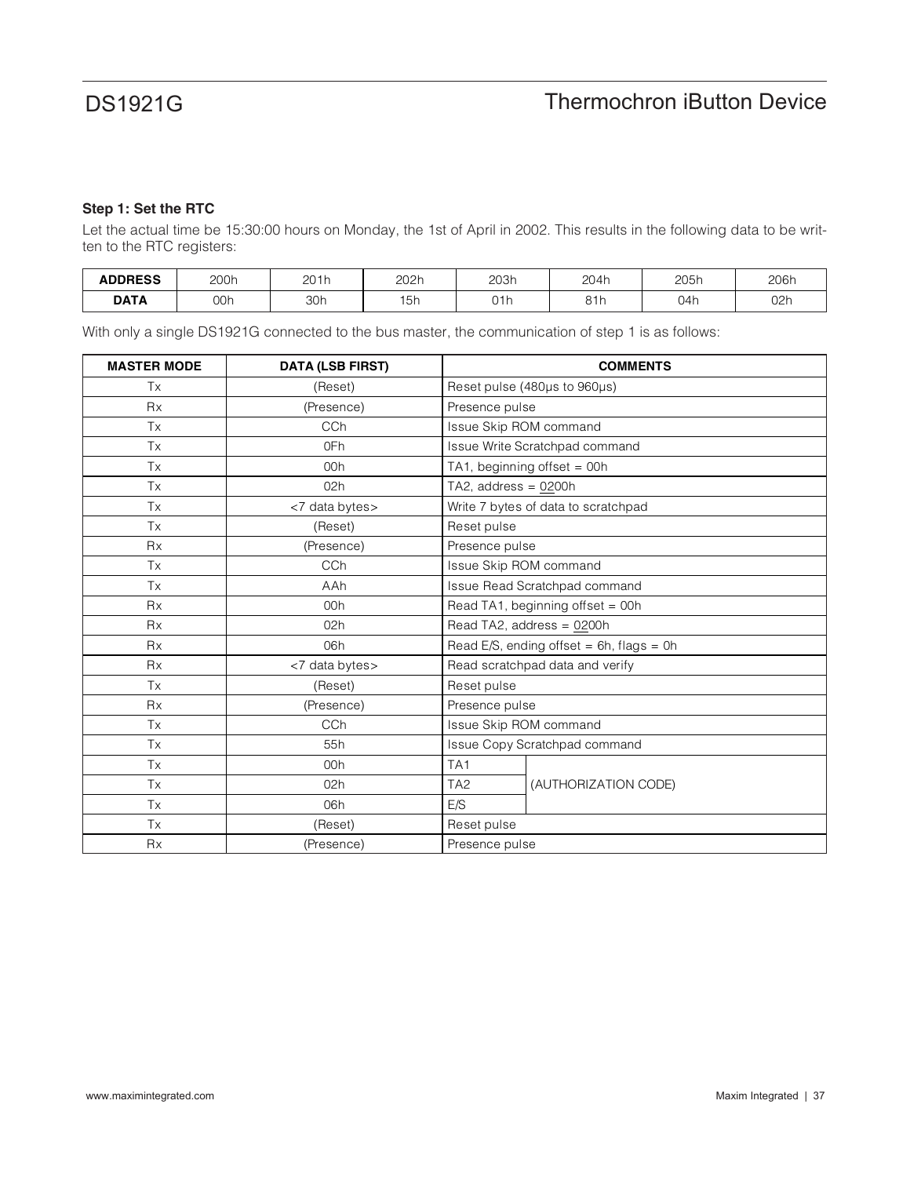### Step 1: Set the RTC

Let the actual time be 15:30:00 hours on Monday, the 1st of April in 2002. This results in the following data to be written to the RTC registers:

| ADDRESS | 200h | 201h | 202h | 203h | 204h | 205h | 206h |
|---|---|---|---|---|---|---|---|
| DATA | 00h | 30h | 15h | 01h | 81h | 04h | 02h |

With only a single DS1921G connected to the bus master, the communication of step 1 is as follows:

| MASTER MODE | DATA (LSB FIRST) | COMMENTS | |
|---|---|---|---|
| Tx | (Reset) | Reset pulse (480µs to 960µs) | |
| Rx | (Presence) | Presence pulse | |
| Tx | CCh | Issue Skip ROM command | |
| Tx | 0Fh | Issue Write Scratchpad command | |
| Tx | 00h | TA1, beginning offset = 00h | |
| Tx | 02h | TA2, address = 0200h | |
| Tx | <7 data bytes> | Write 7 bytes of data to scratchpad | |
| Tx | (Reset) | Reset pulse | |
| Rx | (Presence) | Presence pulse | |
| Tx | CCh | Issue Skip ROM command | |
| Tx | AAh | Issue Read Scratchpad command | |
| Rx | 00h | Read TA1, beginning offset = 00h | |
| Rx | 02h | Read TA2, address = 0200h | |
| Rx | 06h | Read E/S, ending offset = 6h, flags = 0h | |
| Rx | <7 data bytes> | Read scratchpad data and verify | |
| Tx | (Reset) | Reset pulse | |
| Rx | (Presence) | Presence pulse | |
| Tx | CCh | Issue Skip ROM command | |
| Tx | 55h | Issue Copy Scratchpad command | |
| Tx | 00h | TA1 | (AUTHORIZATION CODE) |
| Tx | 02h | TA2 | |
| Tx | 06h | E/S | |
| Tx | (Reset) | Reset pulse | |
| Rx | (Presence) | Presence pulse | |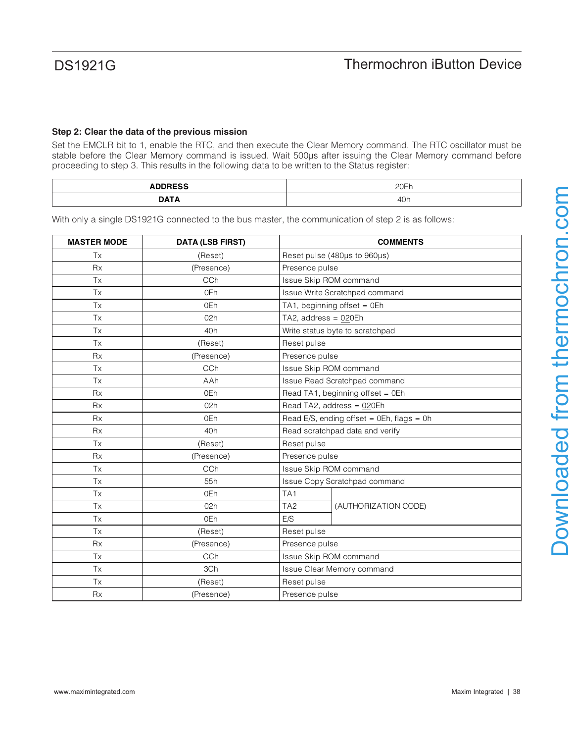### Step 2: Clear the data of the previous mission

Set the EMCLR bit to 1, enable the RTC, and then execute the Clear Memory command. The RTC oscillator must be stable before the Clear Memory command is issued. Wait 500µs after issuing the Clear Memory command before proceeding to step 3. This results in the following data to be written to the Status register:

| ADDRESS | 20Eh |
|---|---|
| **DATA** | 40h |

With only a single DS1921G connected to the bus master, the communication of step 2 is as follows:

| MASTER MODE | DATA (LSB FIRST) | COMMENTS | |
|---|---|---|---|
| Tx | (Reset) | Reset pulse (480µs to 960µs) | |
| Rx | (Presence) | Presence pulse | |
| Tx | CCh | Issue Skip ROM command | |
| Tx | 0Fh | Issue Write Scratchpad command | |
| Tx | 0Eh | TA1, beginning offset = 0Eh | |
| Tx | 02h | TA2, address = 020Eh | |
| Tx | 40h | Write status byte to scratchpad | |
| Tx | (Reset) | Reset pulse | |
| Rx | (Presence) | Presence pulse | |
| Tx | CCh | Issue Skip ROM command | |
| Tx | AAh | Issue Read Scratchpad command | |
| Rx | 0Eh | Read TA1, beginning offset = 0Eh | |
| Rx | 02h | Read TA2, address = 020Eh | |
| Rx | 0Eh | Read E/S, ending offset = 0Eh, flags = 0h | |
| Rx | 40h | Read scratchpad data and verify | |
| Tx | (Reset) | Reset pulse | |
| Rx | (Presence) | Presence pulse | |
| Tx | CCh | Issue Skip ROM command | |
| Tx | 55h | Issue Copy Scratchpad command | |
| Tx | 0Eh | TA1 | (AUTHORIZATION CODE) |
| Tx | 02h | TA2 | |
| Tx | 0Eh | E/S | |
| Tx | (Reset) | Reset pulse | |
| Rx | (Presence) | Presence pulse | |
| Tx | CCh | Issue Skip ROM command | |
| Tx | 3Ch | Issue Clear Memory command | |
| Tx | (Reset) | Reset pulse | |
| Rx | (Presence) | Presence pulse | |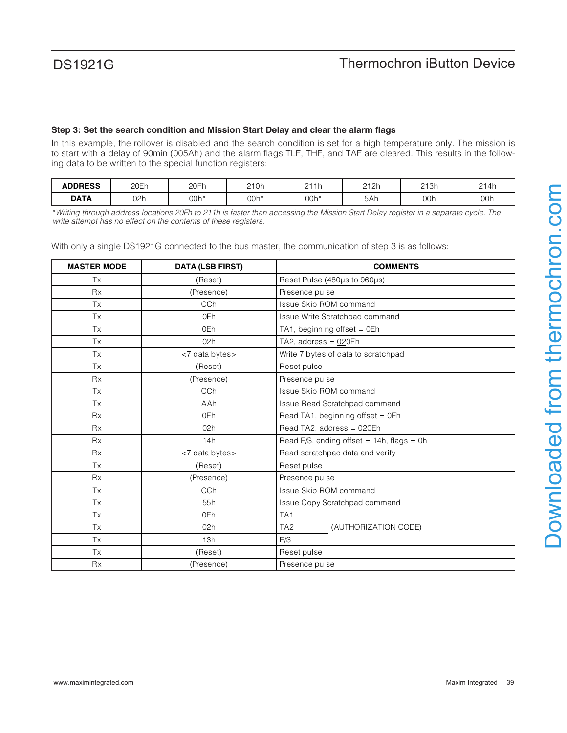**Step 3: Set the search condition and Mission Start Delay and clear the alarm flags**

In this example, the rollover is disabled and the search condition is set for a high temperature only. The mission is to start with a delay of 90min (005Ah) and the alarm flags TLF, THF, and TAF are cleared. This results in the following data to be written to the special function registers:

| **ADDRESS** | 20Eh | 20Fh | 210h | 211h | 212h | 213h | 214h |
|---|---|---|---|---|---|---|---|
| **DATA** | 02h | 00h* | 00h* | 00h* | 5Ah | 00h | 00h |

*Writing through address locations 20Fh to 211h is faster than accessing the Mission Start Delay register in a separate cycle. The write attempt has no effect on the contents of these registers.*

With only a single DS1921G connected to the bus master, the communication of step 3 is as follows:

| MASTER MODE | DATA (LSB FIRST) | COMMENTS | |
|---|---|---|---|
| Tx | (Reset) | Reset Pulse (480µs to 960µs) | |
| Rx | (Presence) | Presence pulse | |
| Tx | CCh | Issue Skip ROM command | |
| Tx | 0Fh | Issue Write Scratchpad command | |
| Tx | 0Eh | TA1, beginning offset = 0Eh | |
| Tx | 02h | TA2, address = 020Eh | |
| Tx | <7 data bytes> | Write 7 bytes of data to scratchpad | |
| Tx | (Reset) | Reset pulse | |
| Rx | (Presence) | Presence pulse | |
| Tx | CCh | Issue Skip ROM command | |
| Tx | AAh | Issue Read Scratchpad command | |
| Rx | 0Eh | Read TA1, beginning offset = 0Eh | |
| Rx | 02h | Read TA2, address = 020Eh | |
| Rx | 14h | Read E/S, ending offset = 14h, flags = 0h | |
| Rx | <7 data bytes> | Read scratchpad data and verify | |
| Tx | (Reset) | Reset pulse | |
| Rx | (Presence) | Presence pulse | |
| Tx | CCh | Issue Skip ROM command | |
| Tx | 55h | Issue Copy Scratchpad command | |
| Tx | 0Eh | TA1 | (AUTHORIZATION CODE) |
| Tx | 02h | TA2 | |
| Tx | 13h | E/S | |
| Tx | (Reset) | Reset pulse | |
| Rx | (Presence) | Presence pulse | |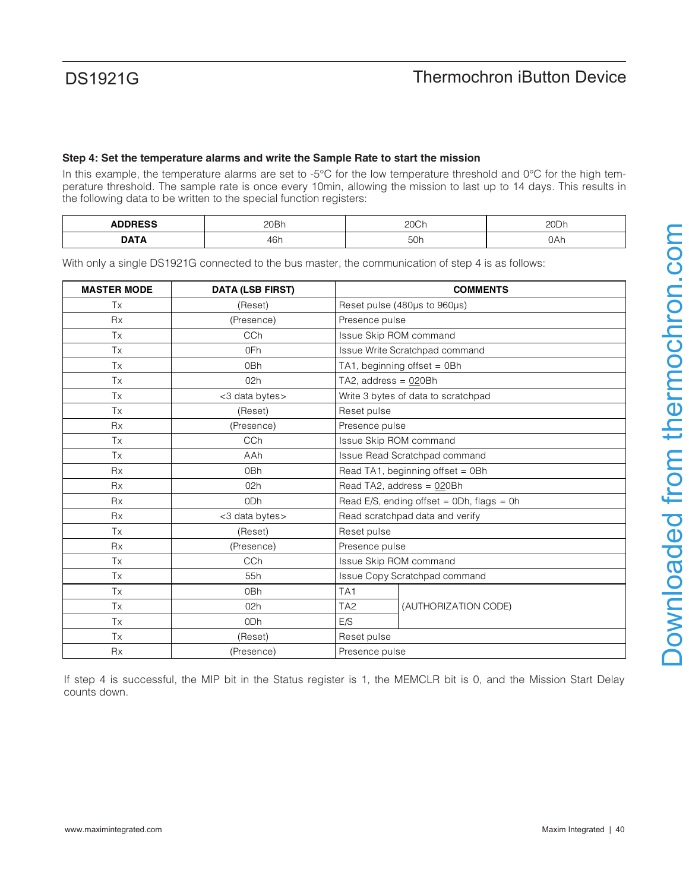### Step 4: Set the temperature alarms and write the Sample Rate to start the mission

In this example, the temperature alarms are set to -5°C for the low temperature threshold and 0°C for the high temperature threshold. The sample rate is once every 10min, allowing the mission to last up to 14 days. This results in the following data to be written to the special function registers:

| **ADDRESS** | 20Bh | 20Ch | 20Dh |
|---|---|---|---|
| **DATA** | 46h | 50h | 0Ah |

With only a single DS1921G connected to the bus master, the communication of step 4 is as follows:

| MASTER MODE | DATA (LSB FIRST) | COMMENTS | |
|---|---|---|---|
| Tx | (Reset) | Reset pulse (480µs to 960µs) | |
| Rx | (Presence) | Presence pulse | |
| Tx | CCh | Issue Skip ROM command | |
| Tx | 0Fh | Issue Write Scratchpad command | |
| Tx | 0Bh | TA1, beginning offset = 0Bh | |
| Tx | 02h | TA2, address = 020Bh | |
| Tx | <3 data bytes> | Write 3 bytes of data to scratchpad | |
| Tx | (Reset) | Reset pulse | |
| Rx | (Presence) | Presence pulse | |
| Tx | CCh | Issue Skip ROM command | |
| Tx | AAh | Issue Read Scratchpad command | |
| Rx | 0Bh | Read TA1, beginning offset = 0Bh | |
| Rx | 02h | Read TA2, address = 020Bh | |
| Rx | 0Dh | Read E/S, ending offset = 0Dh, flags = 0h | |
| Rx | <3 data bytes> | Read scratchpad data and verify | |
| Tx | (Reset) | Reset pulse | |
| Rx | (Presence) | Presence pulse | |
| Tx | CCh | Issue Skip ROM command | |
| Tx | 55h | Issue Copy Scratchpad command | |
| Tx | 0Bh | TA1 | (AUTHORIZATION CODE) |
| Tx | 02h | TA2 | |
| Tx | 0Dh | E/S | |
| Tx | (Reset) | Reset pulse | |
| Rx | (Presence) | Presence pulse | |

If step 4 is successful, the MIP bit in the Status register is 1, the MEMCLR bit is 0, and the Mission Start Delay counts down.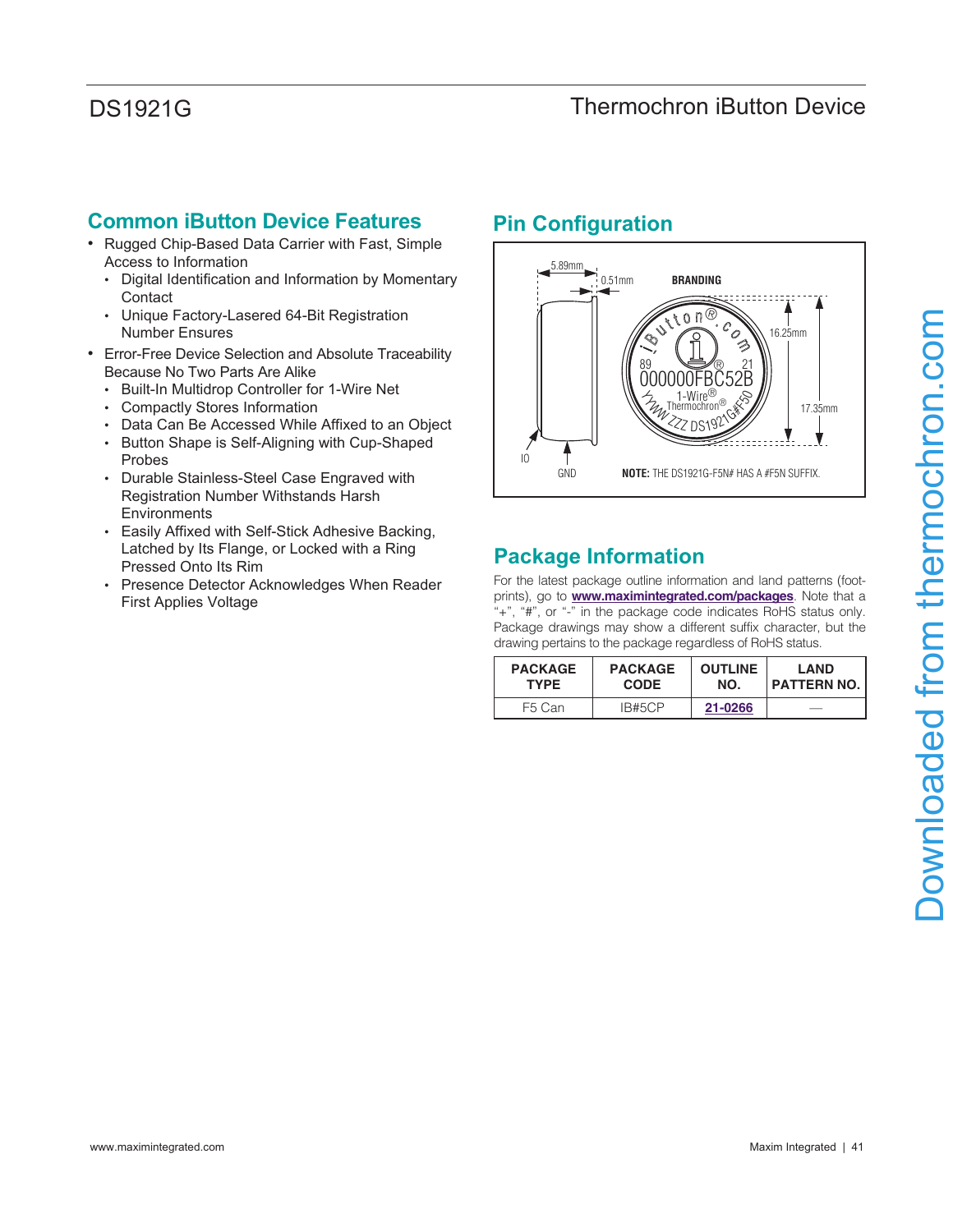## Common iButton Device Features

- Rugged Chip-Based Data Carrier with Fast, Simple Access to Information
  - Digital Identification and Information by Momentary Contact
  - Unique Factory-Lasered 64-Bit Registration Number Ensures
- Error-Free Device Selection and Absolute Traceability Because No Two Parts Are Alike
  - Built-In Multidrop Controller for 1-Wire Net
  - Compactly Stores Information
  - Data Can Be Accessed While Affixed to an Object
  - Button Shape is Self-Aligning with Cup-Shaped Probes
  - Durable Stainless-Steel Case Engraved with Registration Number Withstands Harsh Environments
  - Easily Affixed with Self-Stick Adhesive Backing, Latched by Its Flange, or Locked with a Ring Pressed Onto Its Rim
  - Presence Detector Acknowledges When Reader First Applies Voltage

## Pin Configuration

5.89mm, 0.51mm, BRANDING, 16.25mm, 17.35mm, IO, GND

iButton® .com, 89 000000FBC52B 21, 1-Wire® Thermochron®, YYWW ZZZ DS1921G#F50

**NOTE:** THE DS1921G-F5N# HAS A #F5N SUFFIX.

## Package Information

For the latest package outline information and land patterns (footprints), go to **www.maximintegrated.com/packages**. Note that a "+", "#", or "-" in the package code indicates RoHS status only. Package drawings may show a different suffix character, but the drawing pertains to the package regardless of RoHS status.

| PACKAGE TYPE | PACKAGE CODE | OUTLINE NO. | LAND PATTERN NO. |
|---|---|---|---|
| F5 Can | IB#5CP | 21-0266 | — |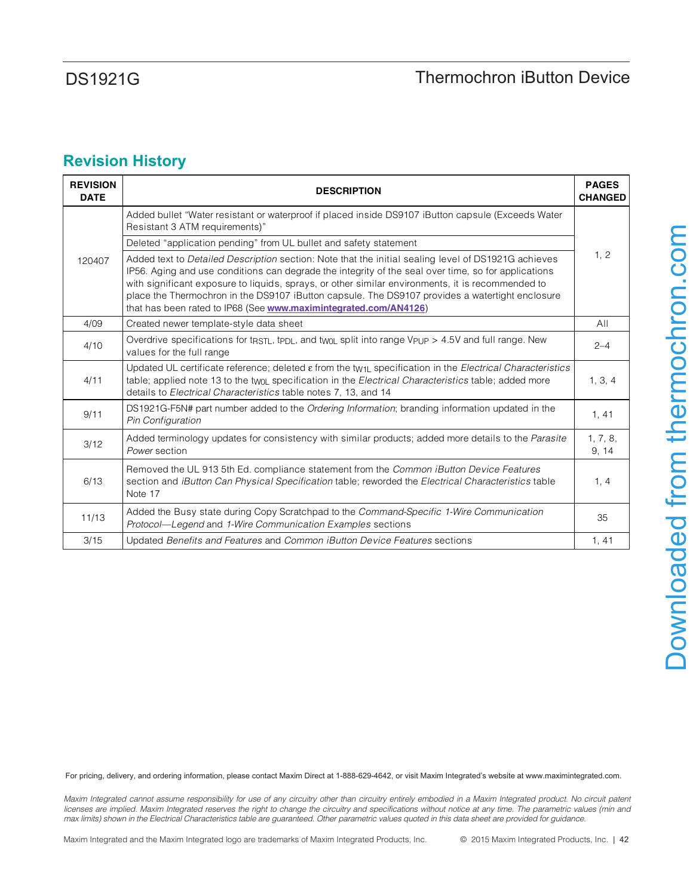## Revision History

| REVISION DATE | DESCRIPTION | PAGES CHANGED |
|---|---|---|
| 120407 | Added bullet "Water resistant or waterproof if placed inside DS9107 iButton capsule (Exceeds Water Resistant 3 ATM requirements)" | 1, 2 |
| | Deleted "application pending" from UL bullet and safety statement | |
| | Added text to *Detailed Description* section: Note that the initial sealing level of DS1921G achieves IP56. Aging and use conditions can degrade the integrity of the seal over time, so for applications with significant exposure to liquids, sprays, or other similar environments, it is recommended to place the Thermochron in the DS9107 iButton capsule. The DS9107 provides a watertight enclosure that has been rated to IP68 (See **www.maximintegrated.com/AN4126**) | |
| 4/09 | Created newer template-style data sheet | All |
| 4/10 | Overdrive specifications for $t_{RSTL}$, $t_{PDL}$, and $t_{W0L}$ split into range $V_{PUP}$ > 4.5V and full range. New values for the full range | 2–4 |
| 4/11 | Updated UL certificate reference; deleted ε from the $t_{W1L}$ specification in the *Electrical Characteristics* table; applied note 13 to the $t_{W0L}$ specification in the *Electrical Characteristics* table; added more details to *Electrical Characteristics* table notes 7, 13, and 14 | 1, 3, 4 |
| 9/11 | DS1921G-F5N# part number added to the *Ordering Information*; branding information updated in the *Pin Configuration* | 1, 41 |
| 3/12 | Added terminology updates for consistency with similar products; added more details to the *Parasite Power* section | 1, 7, 8, 9, 14 |
| 6/13 | Removed the UL 913 5th Ed. compliance statement from the *Common iButton Device Features* section and *iButton Can Physical Specification* table; reworded the *Electrical Characteristics* table Note 17 | 1, 4 |
| 11/13 | Added the Busy state during Copy Scratchpad to the *Command-Specific 1-Wire Communication Protocol—Legend* and *1-Wire Communication Examples* sections | 35 |
| 3/15 | Updated *Benefits and Features* and *Common iButton Device Features* sections | 1, 41 |

For pricing, delivery, and ordering information, please contact Maxim Direct at 1-888-629-4642, or visit Maxim Integrated's website at www.maximintegrated.com.

*Maxim Integrated cannot assume responsibility for use of any circuitry other than circuitry entirely embodied in a Maxim Integrated product. No circuit patent licenses are implied. Maxim Integrated reserves the right to change the circuitry and specifications without notice at any time. The parametric values (min and max limits) shown in the Electrical Characteristics table are guaranteed. Other parametric values quoted in this data sheet are provided for guidance.*

Maxim Integrated and the Maxim Integrated logo are trademarks of Maxim Integrated Products, Inc. © 2015 Maxim Integrated Products, Inc.